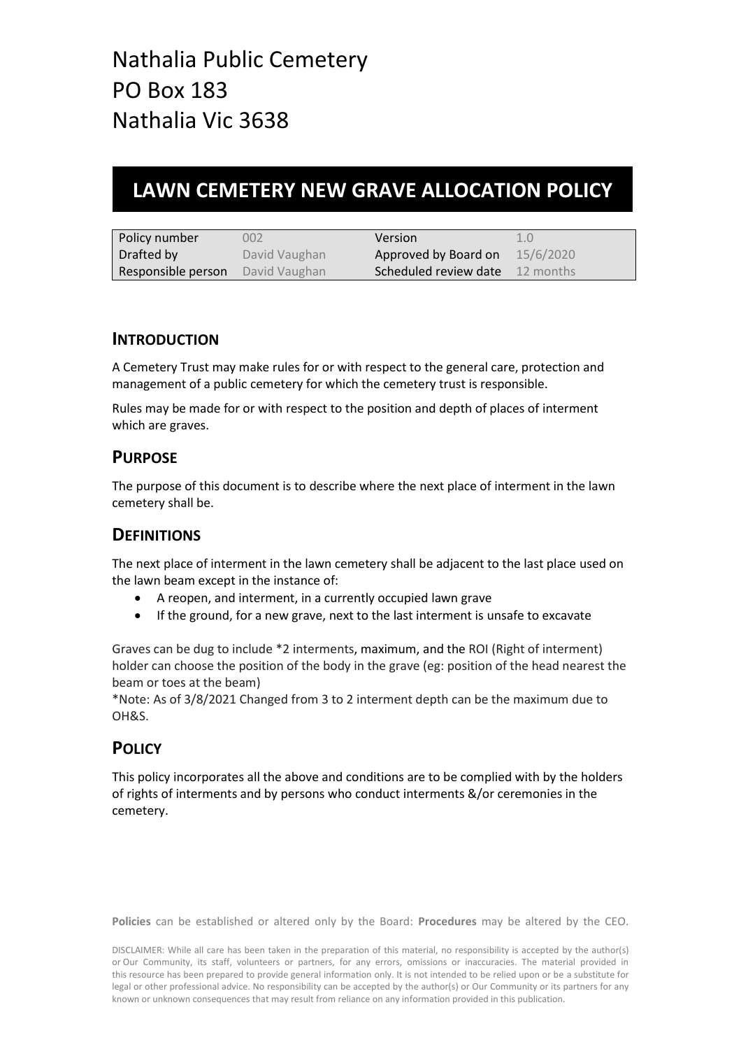# Nathalia Public Cemetery
# PO Box 183
# Nathalia Vic 3638

## LAWN CEMETERY NEW GRAVE ALLOCATION POLICY

| Policy number | 002 | Version | 1.0 |
|---|---|---|---|
| Drafted by | David Vaughan | Approved by Board on | 15/6/2020 |
| Responsible person | David Vaughan | Scheduled review date | 12 months |

### INTRODUCTION

A Cemetery Trust may make rules for or with respect to the general care, protection and management of a public cemetery for which the cemetery trust is responsible.

Rules may be made for or with respect to the position and depth of places of interment which are graves.

### PURPOSE

The purpose of this document is to describe where the next place of interment in the lawn cemetery shall be.

### DEFINITIONS

The next place of interment in the lawn cemetery shall be adjacent to the last place used on the lawn beam except in the instance of:

- A reopen, and interment, in a currently occupied lawn grave
- If the ground, for a new grave, next to the last interment is unsafe to excavate

Graves can be dug to include *2 interments, maximum, and the ROI (Right of interment) holder can choose the position of the body in the grave (eg: position of the head nearest the beam or toes at the beam)
*Note: As of 3/8/2021 Changed from 3 to 2 interment depth can be the maximum due to OH&S.

### POLICY

This policy incorporates all the above and conditions are to be complied with by the holders of rights of interments and by persons who conduct interments &/or ceremonies in the cemetery.

**Policies** can be established or altered only by the Board: **Procedures** may be altered by the CEO.

DISCLAIMER: While all care has been taken in the preparation of this material, no responsibility is accepted by the author(s) or Our Community, its staff, volunteers or partners, for any errors, omissions or inaccuracies. The material provided in this resource has been prepared to provide general information only. It is not intended to be relied upon or be a substitute for legal or other professional advice. No responsibility can be accepted by the author(s) or Our Community or its partners for any known or unknown consequences that may result from reliance on any information provided in this publication.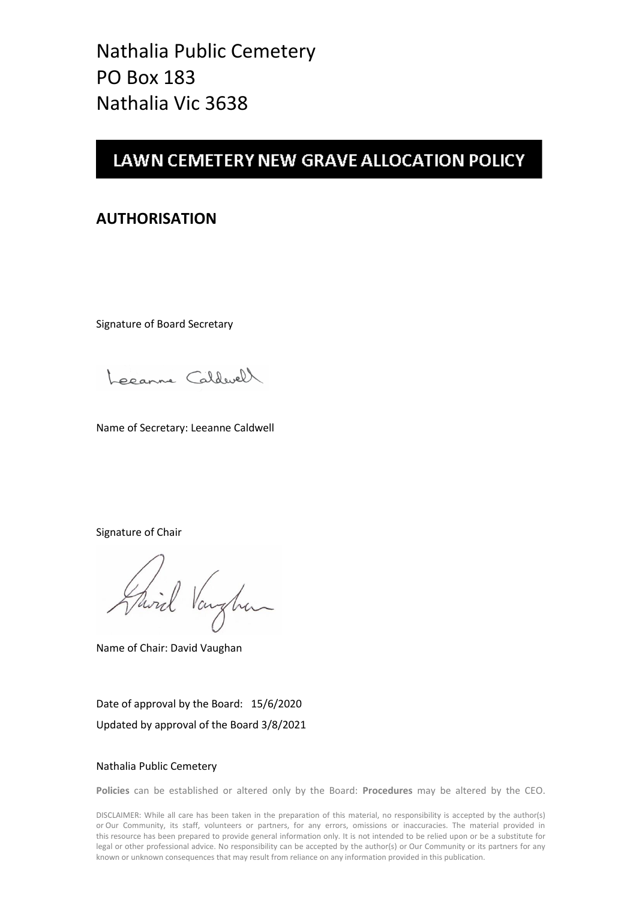Nathalia Public Cemetery
PO Box 183
Nathalia Vic 3638

# LAWN CEMETERY NEW GRAVE ALLOCATION POLICY

## AUTHORISATION

Signature of Board Secretary

Name of Secretary: Leeanne Caldwell

Signature of Chair

Name of Chair: David Vaughan

Date of approval by the Board: 15/6/2020

Updated by approval of the Board 3/8/2021

Nathalia Public Cemetery

**Policies** can be established or altered only by the Board: **Procedures** may be altered by the CEO.

DISCLAIMER: While all care has been taken in the preparation of this material, no responsibility is accepted by the author(s) or Our Community, its staff, volunteers or partners, for any errors, omissions or inaccuracies. The material provided in this resource has been prepared to provide general information only. It is not intended to be relied upon or be a substitute for legal or other professional advice. No responsibility can be accepted by the author(s) or Our Community or its partners for any known or unknown consequences that may result from reliance on any information provided in this publication.